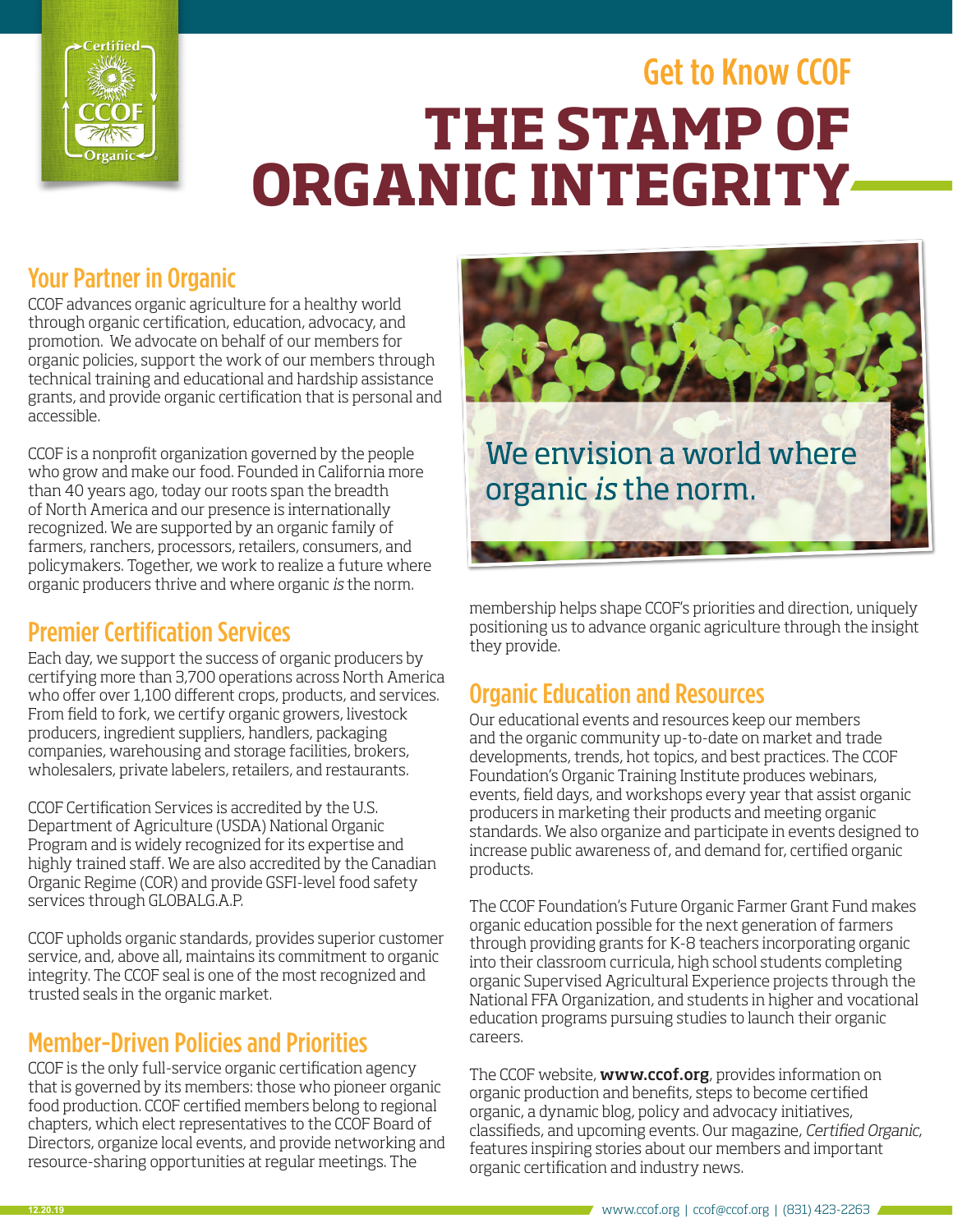## Get to Know CCOF

# THE STAMP OF ORGANIC INTEGRITY

## Your Partner in Organic

CCOF advances organic agriculture for a healthy world through organic certification, education, advocacy, and promotion. We advocate on behalf of our members for organic policies, support the work of our members through technical training and educational and hardship assistance grants, and provide organic certification that is personal and accessible.

CCOF is a nonprofit organization governed by the people who grow and make our food. Founded in California more than 40 years ago, today our roots span the breadth of North America and our presence is internationally recognized. We are supported by an organic family of farmers, ranchers, processors, retailers, consumers, and policymakers. Together, we work to realize a future where organic producers thrive and where organic *is* the norm.

## Premier Certification Services

Each day, we support the success of organic producers by certifying more than 3,700 operations across North America who offer over 1,100 different crops, products, and services. From field to fork, we certify organic growers, livestock producers, ingredient suppliers, handlers, packaging companies, warehousing and storage facilities, brokers, wholesalers, private labelers, retailers, and restaurants.

CCOF Certification Services is accredited by the U.S. Department of Agriculture (USDA) National Organic Program and is widely recognized for its expertise and highly trained staff. We are also accredited by the Canadian Organic Regime (COR) and provide GSFI-level food safety services through GLOBALG.A.P.

CCOF upholds organic standards, provides superior customer service, and, above all, maintains its commitment to organic integrity. The CCOF seal is one of the most recognized and trusted seals in the organic market.

## Member-Driven Policies and Priorities

CCOF is the only full-service organic certification agency that is governed by its members: those who pioneer organic food production. CCOF certified members belong to regional chapters, which elect representatives to the CCOF Board of Directors, organize local events, and provide networking and resource-sharing opportunities at regular meetings. The membership helps shape CCOF's priorities and direction, uniquely positioning us to advance organic agriculture through the insight they provide.

We envision a world where organic *is* the norm.

## Organic Education and Resources

Our educational events and resources keep our members and the organic community up-to-date on market and trade developments, trends, hot topics, and best practices. The CCOF Foundation's Organic Training Institute produces webinars, events, field days, and workshops every year that assist organic producers in marketing their products and meeting organic standards. We also organize and participate in events designed to increase public awareness of, and demand for, certified organic products.

The CCOF Foundation's Future Organic Farmer Grant Fund makes organic education possible for the next generation of farmers through providing grants for K-8 teachers incorporating organic into their classroom curricula, high school students completing organic Supervised Agricultural Experience projects through the National FFA Organization, and students in higher and vocational education programs pursuing studies to launch their organic careers.

The CCOF website, **www.ccof.org**, provides information on organic production and benefits, steps to become certified organic, a dynamic blog, policy and advocacy initiatives, classifieds, and upcoming events. Our magazine, *Certified Organic*, features inspiring stories about our members and important organic certification and industry news.

12.20.19

www.ccof.org | ccof@ccof.org | (831) 423-2263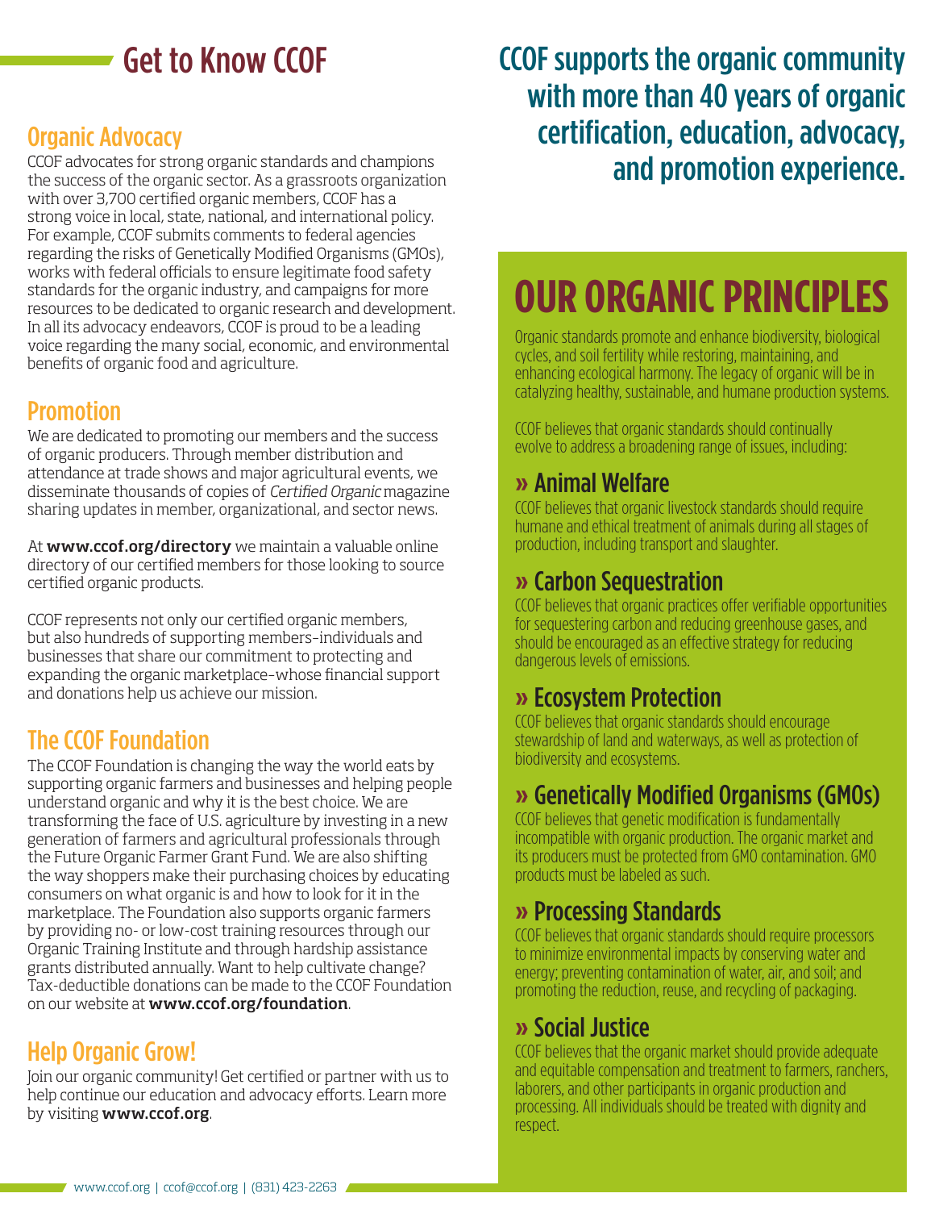# Get to Know CCOF

## Organic Advocacy

CCOF advocates for strong organic standards and champions the success of the organic sector. As a grassroots organization with over 3,700 certified organic members, CCOF has a strong voice in local, state, national, and international policy. For example, CCOF submits comments to federal agencies regarding the risks of Genetically Modified Organisms (GMOs), works with federal officials to ensure legitimate food safety standards for the organic industry, and campaigns for more resources to be dedicated to organic research and development. In all its advocacy endeavors, CCOF is proud to be a leading voice regarding the many social, economic, and environmental benefits of organic food and agriculture.

## Promotion

We are dedicated to promoting our members and the success of organic producers. Through member distribution and attendance at trade shows and major agricultural events, we disseminate thousands of copies of *Certified Organic* magazine sharing updates in member, organizational, and sector news.

At **www.ccof.org/directory** we maintain a valuable online directory of our certified members for those looking to source certified organic products.

CCOF represents not only our certified organic members, but also hundreds of supporting members–individuals and businesses that share our commitment to protecting and expanding the organic marketplace–whose financial support and donations help us achieve our mission.

## The CCOF Foundation

The CCOF Foundation is changing the way the world eats by supporting organic farmers and businesses and helping people understand organic and why it is the best choice. We are transforming the face of U.S. agriculture by investing in a new generation of farmers and agricultural professionals through the Future Organic Farmer Grant Fund. We are also shifting the way shoppers make their purchasing choices by educating consumers on what organic is and how to look for it in the marketplace. The Foundation also supports organic farmers by providing no- or low-cost training resources through our Organic Training Institute and through hardship assistance grants distributed annually. Want to help cultivate change? Tax-deductible donations can be made to the CCOF Foundation on our website at **www.ccof.org/foundation**.

## Help Organic Grow!

Join our organic community! Get certified or partner with us to help continue our education and advocacy efforts. Learn more by visiting **www.ccof.org**.

**CCOF supports the organic community with more than 40 years of organic certification, education, advocacy, and promotion experience.**

# OUR ORGANIC PRINCIPLES

Organic standards promote and enhance biodiversity, biological cycles, and soil fertility while restoring, maintaining, and enhancing ecological harmony. The legacy of organic will be in catalyzing healthy, sustainable, and humane production systems.

CCOF believes that organic standards should continually evolve to address a broadening range of issues, including:

### » Animal Welfare

CCOF believes that organic livestock standards should require humane and ethical treatment of animals during all stages of production, including transport and slaughter.

### » Carbon Sequestration

CCOF believes that organic practices offer verifiable opportunities for sequestering carbon and reducing greenhouse gases, and should be encouraged as an effective strategy for reducing dangerous levels of emissions.

### » Ecosystem Protection

CCOF believes that organic standards should encourage stewardship of land and waterways, as well as protection of biodiversity and ecosystems.

### » Genetically Modified Organisms (GMOs)

CCOF believes that genetic modification is fundamentally incompatible with organic production. The organic market and its producers must be protected from GMO contamination. GMO products must be labeled as such.

### » Processing Standards

CCOF believes that organic standards should require processors to minimize environmental impacts by conserving water and energy; preventing contamination of water, air, and soil; and promoting the reduction, reuse, and recycling of packaging.

### » Social Justice

CCOF believes that the organic market should provide adequate and equitable compensation and treatment to farmers, ranchers, laborers, and other participants in organic production and processing. All individuals should be treated with dignity and respect.

www.ccof.org | ccof@ccof.org | (831) 423-2263